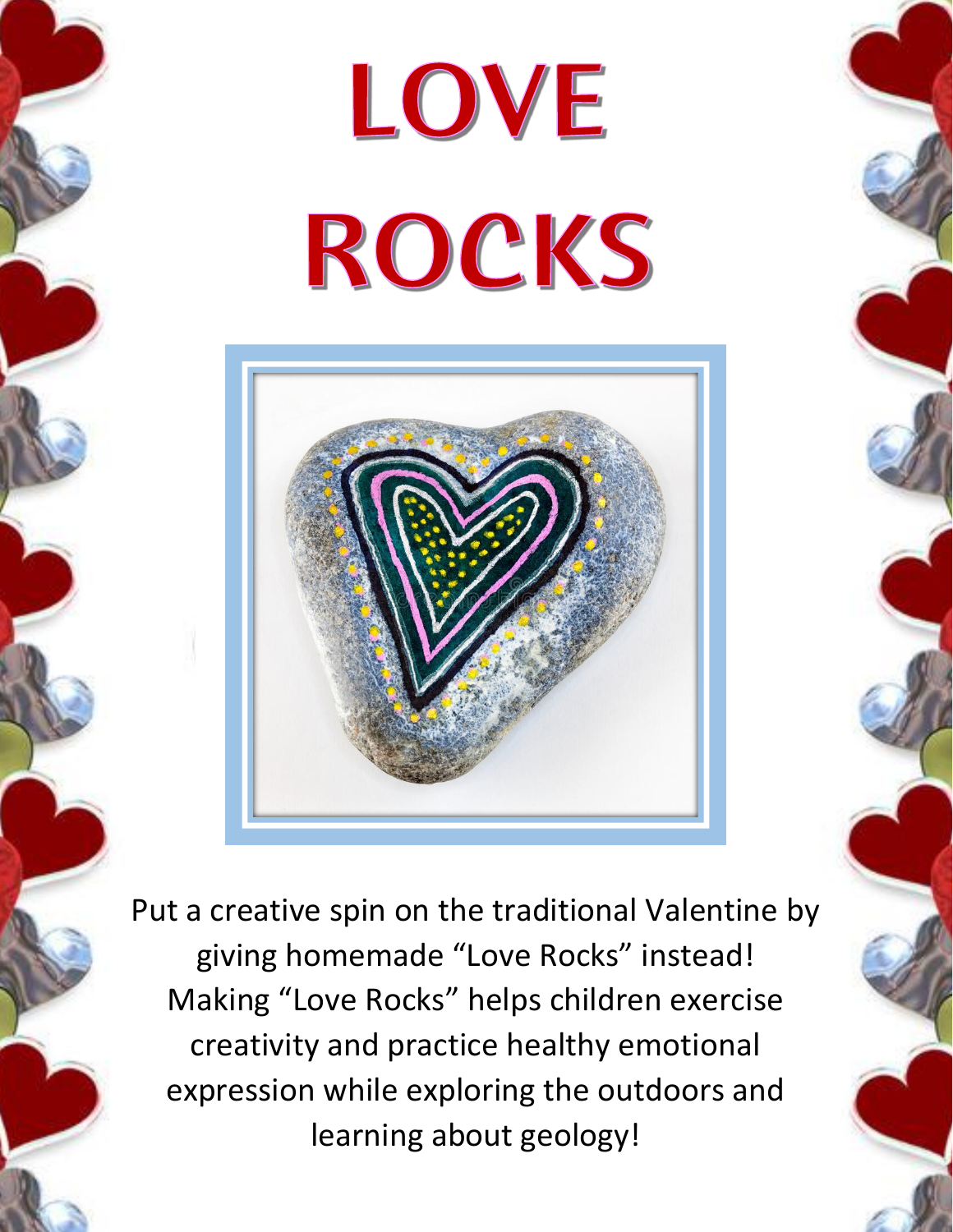# LOVE ROCKS

Put a creative spin on the traditional Valentine by giving homemade “Love Rocks” instead! Making “Love Rocks” helps children exercise creativity and practice healthy emotional expression while exploring the outdoors and learning about geology!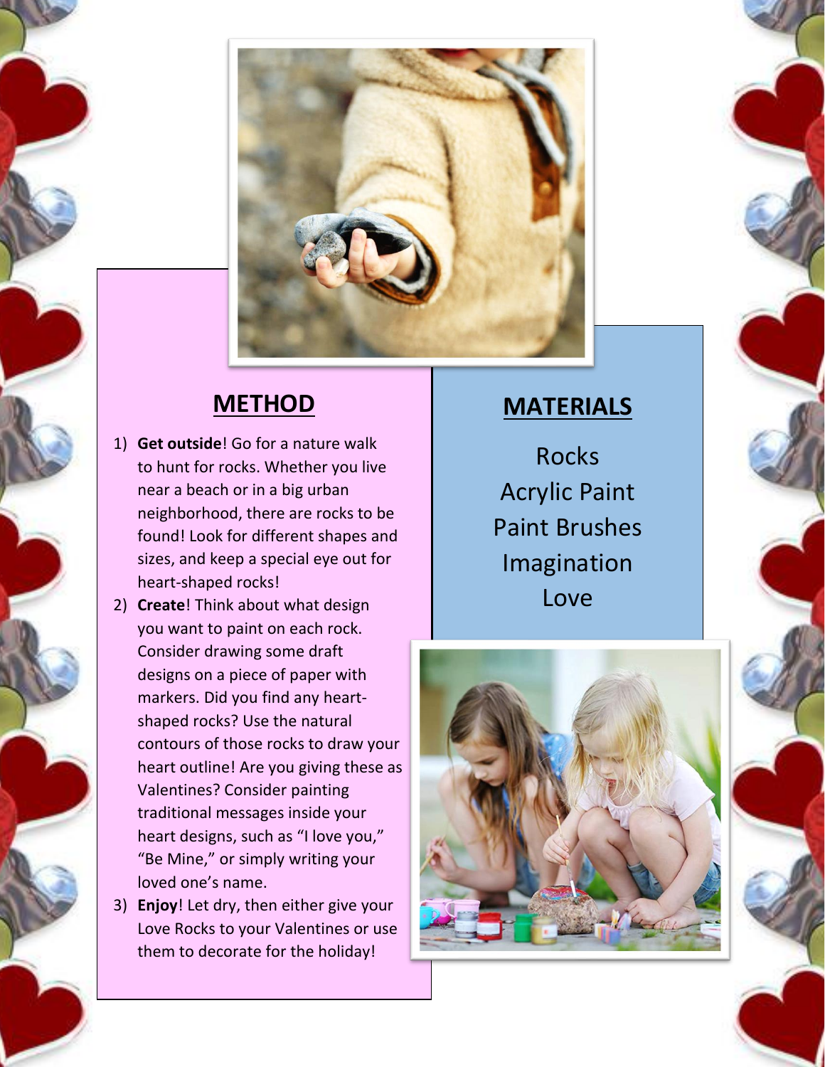## METHOD

1) **Get outside**! Go for a nature walk to hunt for rocks. Whether you live near a beach or in a big urban neighborhood, there are rocks to be found! Look for different shapes and sizes, and keep a special eye out for heart-shaped rocks!
2) **Create**! Think about what design you want to paint on each rock. Consider drawing some draft designs on a piece of paper with markers. Did you find any heart-shaped rocks? Use the natural contours of those rocks to draw your heart outline! Are you giving these as Valentines? Consider painting traditional messages inside your heart designs, such as "I love you," "Be Mine," or simply writing your loved one's name.
3) **Enjoy**! Let dry, then either give your Love Rocks to your Valentines or use them to decorate for the holiday!

## MATERIALS

Rocks
Acrylic Paint
Paint Brushes
Imagination
Love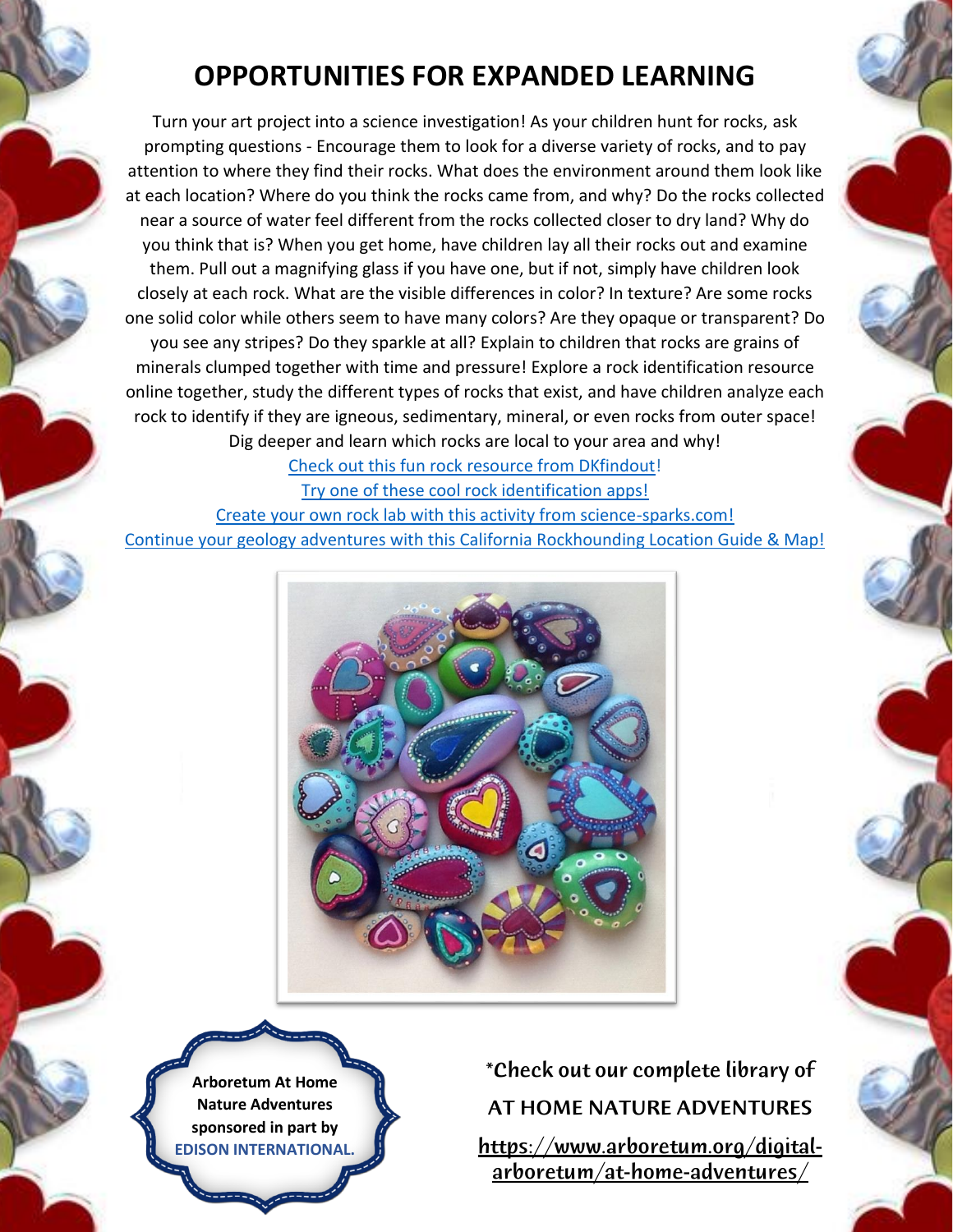# OPPORTUNITIES FOR EXPANDED LEARNING

Turn your art project into a science investigation! As your children hunt for rocks, ask prompting questions - Encourage them to look for a diverse variety of rocks, and to pay attention to where they find their rocks. What does the environment around them look like at each location? Where do you think the rocks came from, and why? Do the rocks collected near a source of water feel different from the rocks collected closer to dry land? Why do you think that is? When you get home, have children lay all their rocks out and examine them. Pull out a magnifying glass if you have one, but if not, simply have children look closely at each rock. What are the visible differences in color? In texture? Are some rocks one solid color while others seem to have many colors? Are they opaque or transparent? Do you see any stripes? Do they sparkle at all? Explain to children that rocks are grains of minerals clumped together with time and pressure! Explore a rock identification resource online together, study the different types of rocks that exist, and have children analyze each rock to identify if they are igneous, sedimentary, mineral, or even rocks from outer space! Dig deeper and learn which rocks are local to your area and why!

Check out this fun rock resource from DKfindout!

Try one of these cool rock identification apps!

Create your own rock lab with this activity from science-sparks.com!

Continue your geology adventures with this California Rockhounding Location Guide & Map!

**Arboretum At Home Nature Adventures sponsored in part by EDISON INTERNATIONAL.**

*Check out our complete library of AT HOME NATURE ADVENTURES

https://www.arboretum.org/digital-arboretum/at-home-adventures/